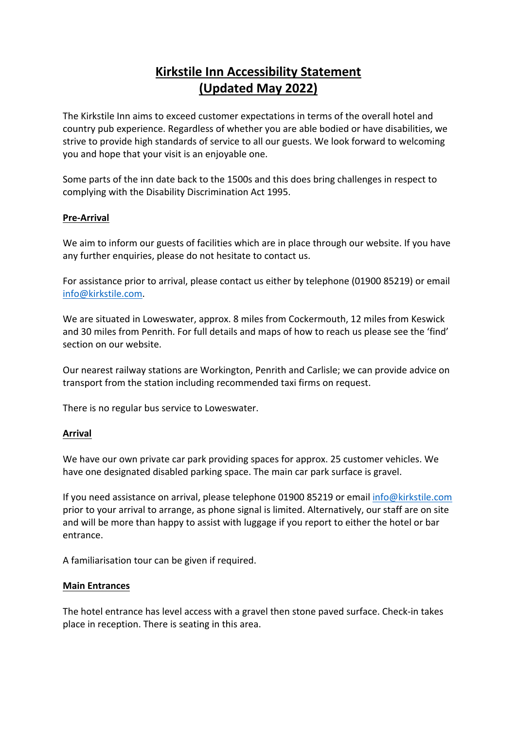# Kirkstile Inn Accessibility Statement (Updated May 2022)

The Kirkstile Inn aims to exceed customer expectations in terms of the overall hotel and country pub experience. Regardless of whether you are able bodied or have disabilities, we strive to provide high standards of service to all our guests. We look forward to welcoming you and hope that your visit is an enjoyable one.

Some parts of the inn date back to the 1500s and this does bring challenges in respect to complying with the Disability Discrimination Act 1995.

## Pre-Arrival

We aim to inform our guests of facilities which are in place through our website. If you have any further enquiries, please do not hesitate to contact us.

For assistance prior to arrival, please contact us either by telephone (01900 85219) or email info@kirkstile.com.

We are situated in Loweswater, approx. 8 miles from Cockermouth, 12 miles from Keswick and 30 miles from Penrith. For full details and maps of how to reach us please see the 'find' section on our website.

Our nearest railway stations are Workington, Penrith and Carlisle; we can provide advice on transport from the station including recommended taxi firms on request.

There is no regular bus service to Loweswater.

## Arrival

We have our own private car park providing spaces for approx. 25 customer vehicles. We have one designated disabled parking space. The main car park surface is gravel.

If you need assistance on arrival, please telephone 01900 85219 or email info@kirkstile.com prior to your arrival to arrange, as phone signal is limited. Alternatively, our staff are on site and will be more than happy to assist with luggage if you report to either the hotel or bar entrance.

A familiarisation tour can be given if required.

## Main Entrances

The hotel entrance has level access with a gravel then stone paved surface. Check-in takes place in reception. There is seating in this area.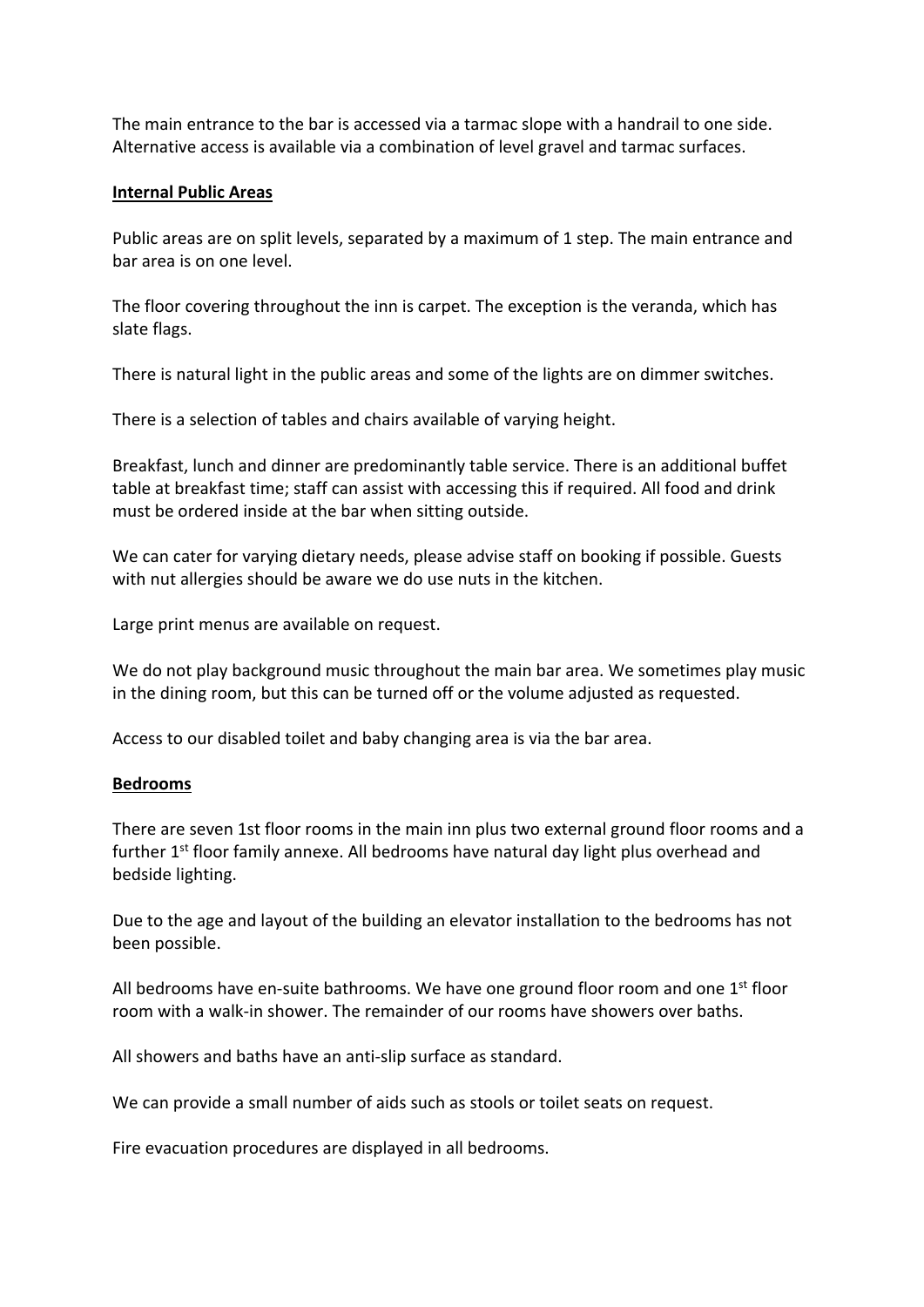The main entrance to the bar is accessed via a tarmac slope with a handrail to one side. Alternative access is available via a combination of level gravel and tarmac surfaces.

## Internal Public Areas

Public areas are on split levels, separated by a maximum of 1 step. The main entrance and bar area is on one level.

The floor covering throughout the inn is carpet. The exception is the veranda, which has slate flags.

There is natural light in the public areas and some of the lights are on dimmer switches.

There is a selection of tables and chairs available of varying height.

Breakfast, lunch and dinner are predominantly table service. There is an additional buffet table at breakfast time; staff can assist with accessing this if required. All food and drink must be ordered inside at the bar when sitting outside.

We can cater for varying dietary needs, please advise staff on booking if possible. Guests with nut allergies should be aware we do use nuts in the kitchen.

Large print menus are available on request.

We do not play background music throughout the main bar area. We sometimes play music in the dining room, but this can be turned off or the volume adjusted as requested.

Access to our disabled toilet and baby changing area is via the bar area.

## Bedrooms

There are seven 1st floor rooms in the main inn plus two external ground floor rooms and a further 1st floor family annexe. All bedrooms have natural day light plus overhead and bedside lighting.

Due to the age and layout of the building an elevator installation to the bedrooms has not been possible.

All bedrooms have en-suite bathrooms. We have one ground floor room and one 1st floor room with a walk-in shower. The remainder of our rooms have showers over baths.

All showers and baths have an anti-slip surface as standard.

We can provide a small number of aids such as stools or toilet seats on request.

Fire evacuation procedures are displayed in all bedrooms.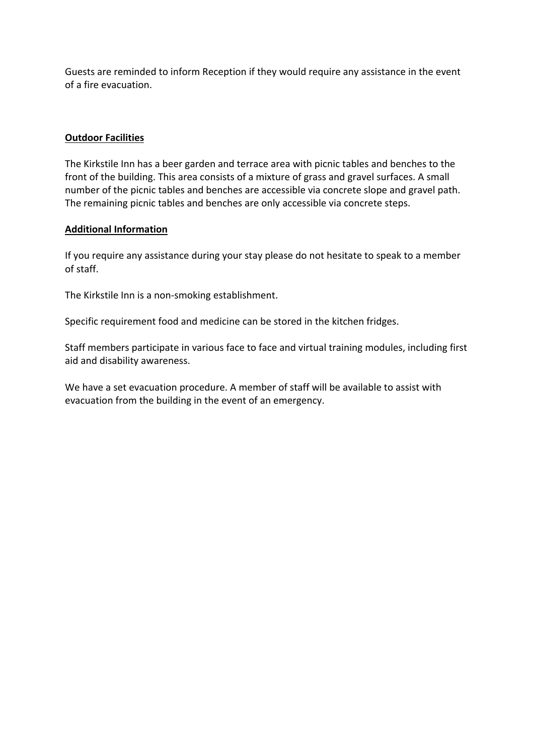Guests are reminded to inform Reception if they would require any assistance in the event of a fire evacuation.

## Outdoor Facilities

The Kirkstile Inn has a beer garden and terrace area with picnic tables and benches to the front of the building. This area consists of a mixture of grass and gravel surfaces. A small number of the picnic tables and benches are accessible via concrete slope and gravel path. The remaining picnic tables and benches are only accessible via concrete steps.

## Additional Information

If you require any assistance during your stay please do not hesitate to speak to a member of staff.

The Kirkstile Inn is a non-smoking establishment.

Specific requirement food and medicine can be stored in the kitchen fridges.

Staff members participate in various face to face and virtual training modules, including first aid and disability awareness.

We have a set evacuation procedure. A member of staff will be available to assist with evacuation from the building in the event of an emergency.